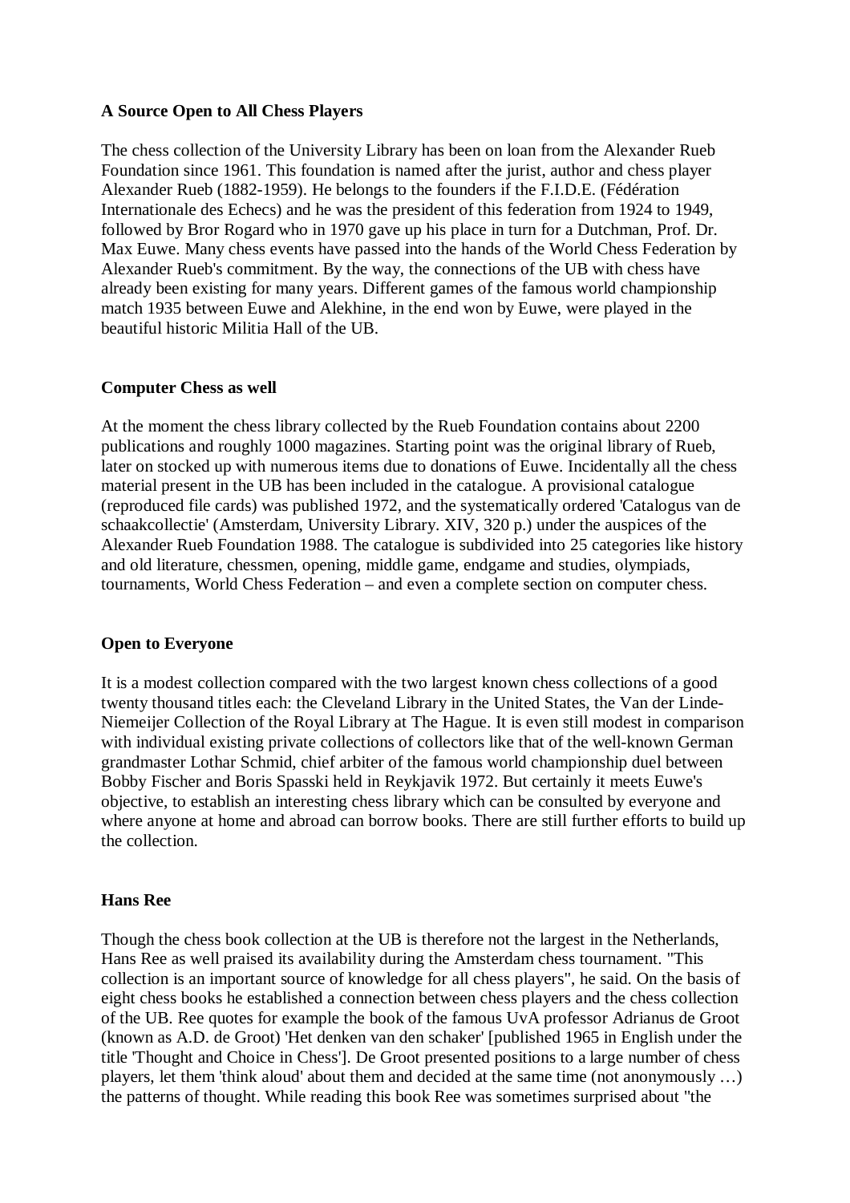**A Source Open to All Chess Players**

The chess collection of the University Library has been on loan from the Alexander Rueb Foundation since 1961. This foundation is named after the jurist, author and chess player Alexander Rueb (1882-1959). He belongs to the founders if the F.I.D.E. (Fédération Internationale des Echecs) and he was the president of this federation from 1924 to 1949, followed by Bror Rogard who in 1970 gave up his place in turn for a Dutchman, Prof. Dr. Max Euwe. Many chess events have passed into the hands of the World Chess Federation by Alexander Rueb's commitment. By the way, the connections of the UB with chess have already been existing for many years. Different games of the famous world championship match 1935 between Euwe and Alekhine, in the end won by Euwe, were played in the beautiful historic Militia Hall of the UB.

**Computer Chess as well**

At the moment the chess library collected by the Rueb Foundation contains about 2200 publications and roughly 1000 magazines. Starting point was the original library of Rueb, later on stocked up with numerous items due to donations of Euwe. Incidentally all the chess material present in the UB has been included in the catalogue. A provisional catalogue (reproduced file cards) was published 1972, and the systematically ordered 'Catalogus van de schaakcollectie' (Amsterdam, University Library. XIV, 320 p.) under the auspices of the Alexander Rueb Foundation 1988. The catalogue is subdivided into 25 categories like history and old literature, chessmen, opening, middle game, endgame and studies, olympiads, tournaments, World Chess Federation – and even a complete section on computer chess.

**Open to Everyone**

It is a modest collection compared with the two largest known chess collections of a good twenty thousand titles each: the Cleveland Library in the United States, the Van der Linde-Niemeijer Collection of the Royal Library at The Hague. It is even still modest in comparison with individual existing private collections of collectors like that of the well-known German grandmaster Lothar Schmid, chief arbiter of the famous world championship duel between Bobby Fischer and Boris Spasski held in Reykjavik 1972. But certainly it meets Euwe's objective, to establish an interesting chess library which can be consulted by everyone and where anyone at home and abroad can borrow books. There are still further efforts to build up the collection.

**Hans Ree**

Though the chess book collection at the UB is therefore not the largest in the Netherlands, Hans Ree as well praised its availability during the Amsterdam chess tournament. "This collection is an important source of knowledge for all chess players", he said. On the basis of eight chess books he established a connection between chess players and the chess collection of the UB. Ree quotes for example the book of the famous UvA professor Adrianus de Groot (known as A.D. de Groot) 'Het denken van den schaker' [published 1965 in English under the title 'Thought and Choice in Chess']. De Groot presented positions to a large number of chess players, let them 'think aloud' about them and decided at the same time (not anonymously …) the patterns of thought. While reading this book Ree was sometimes surprised about "the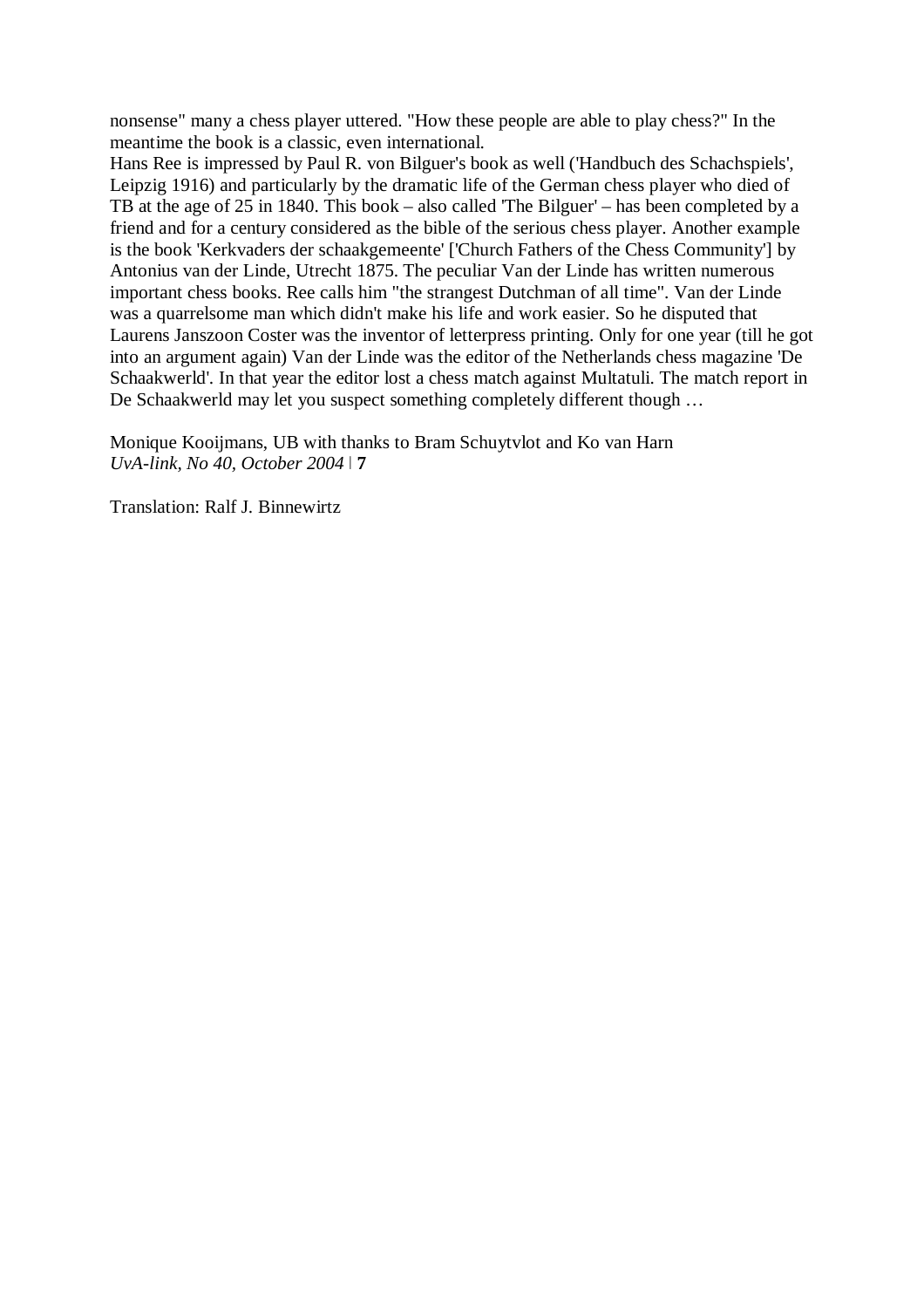nonsense" many a chess player uttered. "How these people are able to play chess?" In the meantime the book is a classic, even international.

Hans Ree is impressed by Paul R. von Bilguer's book as well ('Handbuch des Schachspiels', Leipzig 1916) and particularly by the dramatic life of the German chess player who died of TB at the age of 25 in 1840. This book – also called 'The Bilguer' – has been completed by a friend and for a century considered as the bible of the serious chess player. Another example is the book 'Kerkvaders der schaakgemeente' ['Church Fathers of the Chess Community'] by Antonius van der Linde, Utrecht 1875. The peculiar Van der Linde has written numerous important chess books. Ree calls him "the strangest Dutchman of all time". Van der Linde was a quarrelsome man which didn't make his life and work easier. So he disputed that Laurens Janszoon Coster was the inventor of letterpress printing. Only for one year (till he got into an argument again) Van der Linde was the editor of the Netherlands chess magazine 'De Schaakwerld'. In that year the editor lost a chess match against Multatuli. The match report in De Schaakwerld may let you suspect something completely different though …

Monique Kooijmans, UB with thanks to Bram Schuytvlot and Ko van Harn
*UvA-link, No 40, October 2004* | **7**

Translation: Ralf J. Binnewirtz